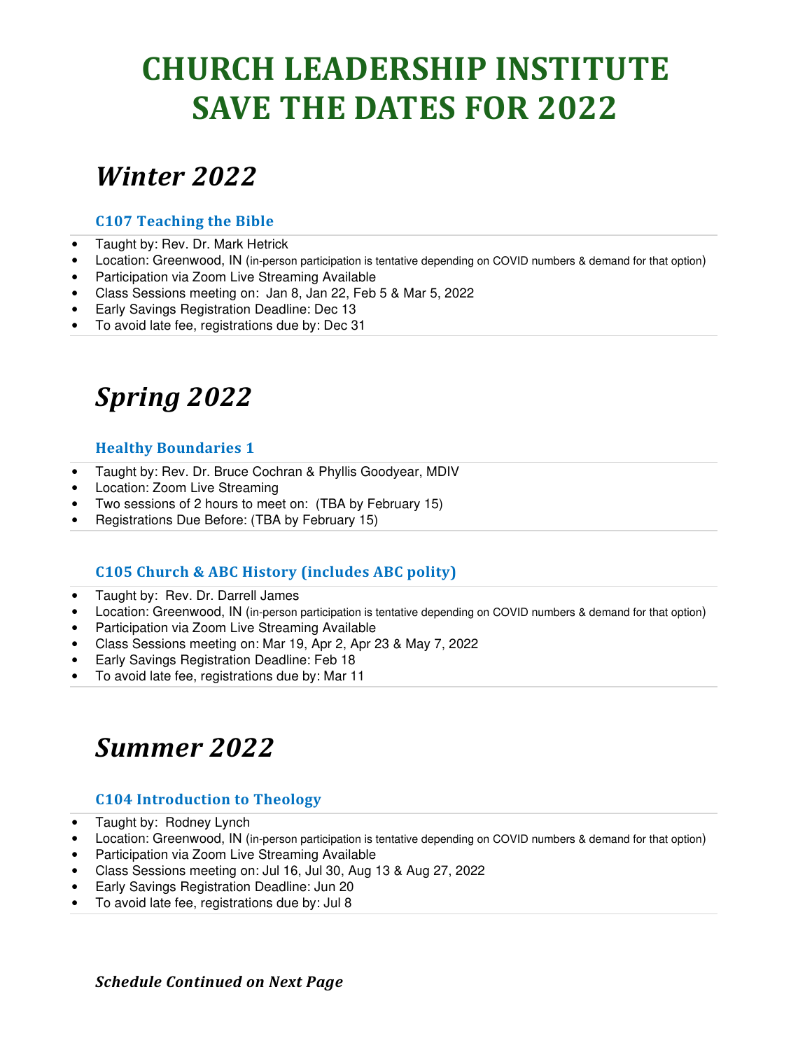# CHURCH LEADERSHIP INSTITUTE
# SAVE THE DATES FOR 2022

## *Winter 2022*

### C107 Teaching the Bible

- Taught by: Rev. Dr. Mark Hetrick
- Location: Greenwood, IN (in-person participation is tentative depending on COVID numbers & demand for that option)
- Participation via Zoom Live Streaming Available
- Class Sessions meeting on: Jan 8, Jan 22, Feb 5 & Mar 5, 2022
- Early Savings Registration Deadline: Dec 13
- To avoid late fee, registrations due by: Dec 31

## *Spring 2022*

### Healthy Boundaries 1

- Taught by: Rev. Dr. Bruce Cochran & Phyllis Goodyear, MDIV
- Location: Zoom Live Streaming
- Two sessions of 2 hours to meet on: (TBA by February 15)
- Registrations Due Before: (TBA by February 15)

### C105 Church & ABC History (includes ABC polity)

- Taught by: Rev. Dr. Darrell James
- Location: Greenwood, IN (in-person participation is tentative depending on COVID numbers & demand for that option)
- Participation via Zoom Live Streaming Available
- Class Sessions meeting on: Mar 19, Apr 2, Apr 23 & May 7, 2022
- Early Savings Registration Deadline: Feb 18
- To avoid late fee, registrations due by: Mar 11

## *Summer 2022*

### C104 Introduction to Theology

- Taught by: Rodney Lynch
- Location: Greenwood, IN (in-person participation is tentative depending on COVID numbers & demand for that option)
- Participation via Zoom Live Streaming Available
- Class Sessions meeting on: Jul 16, Jul 30, Aug 13 & Aug 27, 2022
- Early Savings Registration Deadline: Jun 20
- To avoid late fee, registrations due by: Jul 8

***Schedule Continued on Next Page***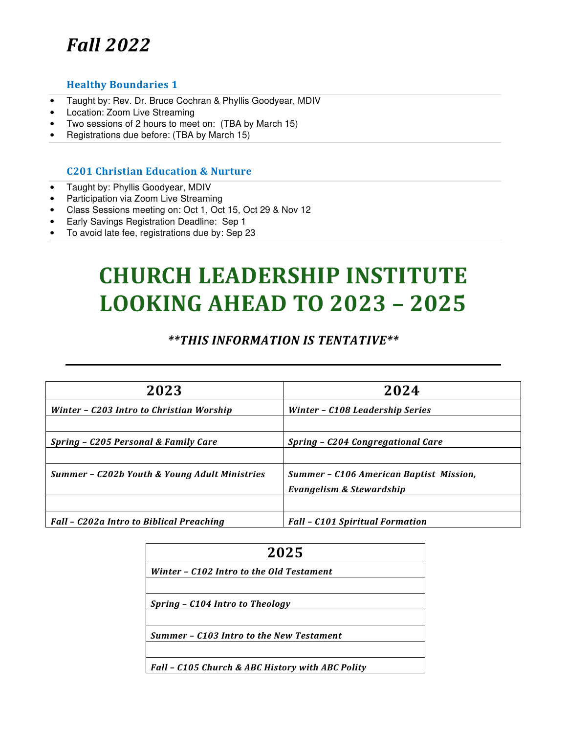# *Fall 2022*

### Healthy Boundaries 1

- Taught by: Rev. Dr. Bruce Cochran & Phyllis Goodyear, MDIV
- Location: Zoom Live Streaming
- Two sessions of 2 hours to meet on: (TBA by March 15)
- Registrations due before: (TBA by March 15)

### C201 Christian Education & Nurture

- Taught by: Phyllis Goodyear, MDIV
- Participation via Zoom Live Streaming
- Class Sessions meeting on: Oct 1, Oct 15, Oct 29 & Nov 12
- Early Savings Registration Deadline: Sep 1
- To avoid late fee, registrations due by: Sep 23

# CHURCH LEADERSHIP INSTITUTE LOOKING AHEAD TO 2023 – 2025

### ***\*\*THIS INFORMATION IS TENTATIVE\*\****

| 2023 | 2024 |
|---|---|
| *Winter – C203 Intro to Christian Worship* | *Winter – C108 Leadership Series* |
| | |
| *Spring – C205 Personal & Family Care* | *Spring – C204 Congregational Care* |
| | |
| *Summer – C202b Youth & Young Adult Ministries* | *Summer – C106 American Baptist Mission, Evangelism & Stewardship* |
| | |
| *Fall – C202a Intro to Biblical Preaching* | *Fall – C101 Spiritual Formation* |

| 2025 |
|---|
| *Winter – C102 Intro to the Old Testament* |
| |
| *Spring – C104 Intro to Theology* |
| |
| *Summer – C103 Intro to the New Testament* |
| |
| *Fall – C105 Church & ABC History with ABC Polity* |